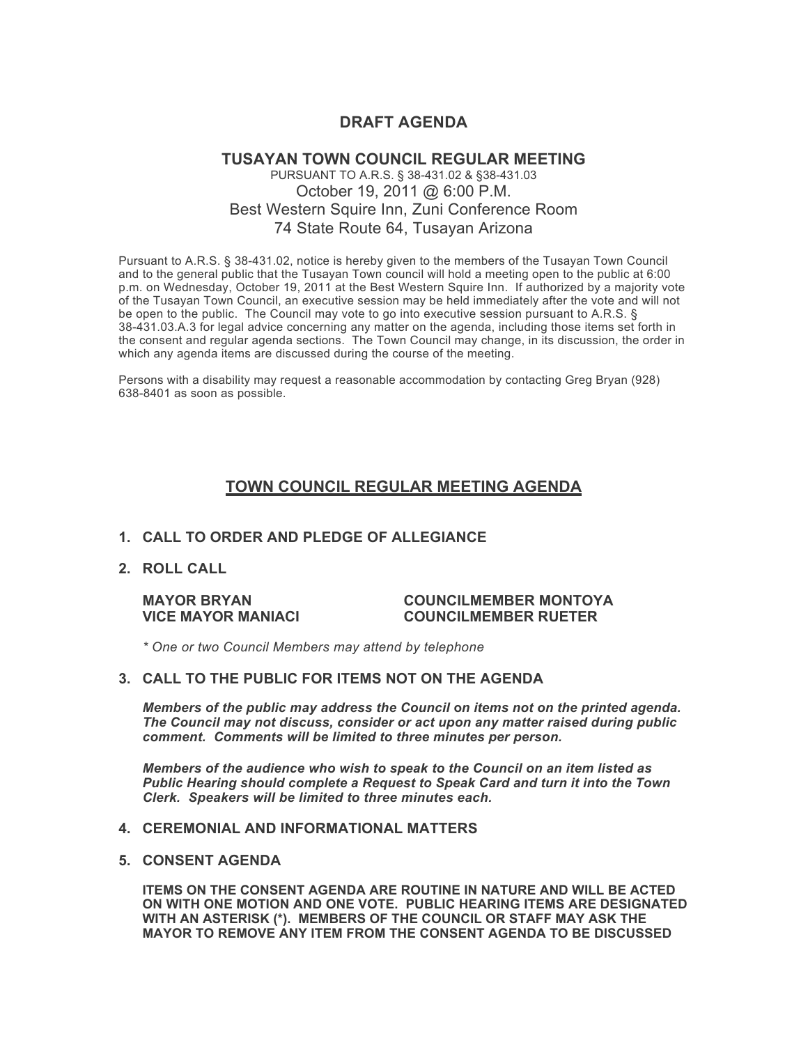# DRAFT AGENDA

## TUSAYAN TOWN COUNCIL REGULAR MEETING

PURSUANT TO A.R.S. § 38-431.02 & §38-431.03

October 19, 2011 @ 6:00 P.M.

Best Western Squire Inn, Zuni Conference Room

74 State Route 64, Tusayan Arizona

Pursuant to A.R.S. § 38-431.02, notice is hereby given to the members of the Tusayan Town Council and to the general public that the Tusayan Town council will hold a meeting open to the public at 6:00 p.m. on Wednesday, October 19, 2011 at the Best Western Squire Inn. If authorized by a majority vote of the Tusayan Town Council, an executive session may be held immediately after the vote and will not be open to the public. The Council may vote to go into executive session pursuant to A.R.S. § 38-431.03.A.3 for legal advice concerning any matter on the agenda, including those items set forth in the consent and regular agenda sections. The Town Council may change, in its discussion, the order in which any agenda items are discussed during the course of the meeting.

Persons with a disability may request a reasonable accommodation by contacting Greg Bryan (928) 638-8401 as soon as possible.

## TOWN COUNCIL REGULAR MEETING AGENDA

**1. CALL TO ORDER AND PLEDGE OF ALLEGIANCE**

**2. ROLL CALL**

**MAYOR BRYAN** — **COUNCILMEMBER MONTOYA**

**VICE MAYOR MANIACI** — **COUNCILMEMBER RUETER**

*\* One or two Council Members may attend by telephone*

**3. CALL TO THE PUBLIC FOR ITEMS NOT ON THE AGENDA**

***Members of the public may address the Council on items not on the printed agenda. The Council may not discuss, consider or act upon any matter raised during public comment. Comments will be limited to three minutes per person.***

***Members of the audience who wish to speak to the Council on an item listed as Public Hearing should complete a Request to Speak Card and turn it into the Town Clerk. Speakers will be limited to three minutes each.***

**4. CEREMONIAL AND INFORMATIONAL MATTERS**

**5. CONSENT AGENDA**

**ITEMS ON THE CONSENT AGENDA ARE ROUTINE IN NATURE AND WILL BE ACTED ON WITH ONE MOTION AND ONE VOTE. PUBLIC HEARING ITEMS ARE DESIGNATED WITH AN ASTERISK (*). MEMBERS OF THE COUNCIL OR STAFF MAY ASK THE MAYOR TO REMOVE ANY ITEM FROM THE CONSENT AGENDA TO BE DISCUSSED**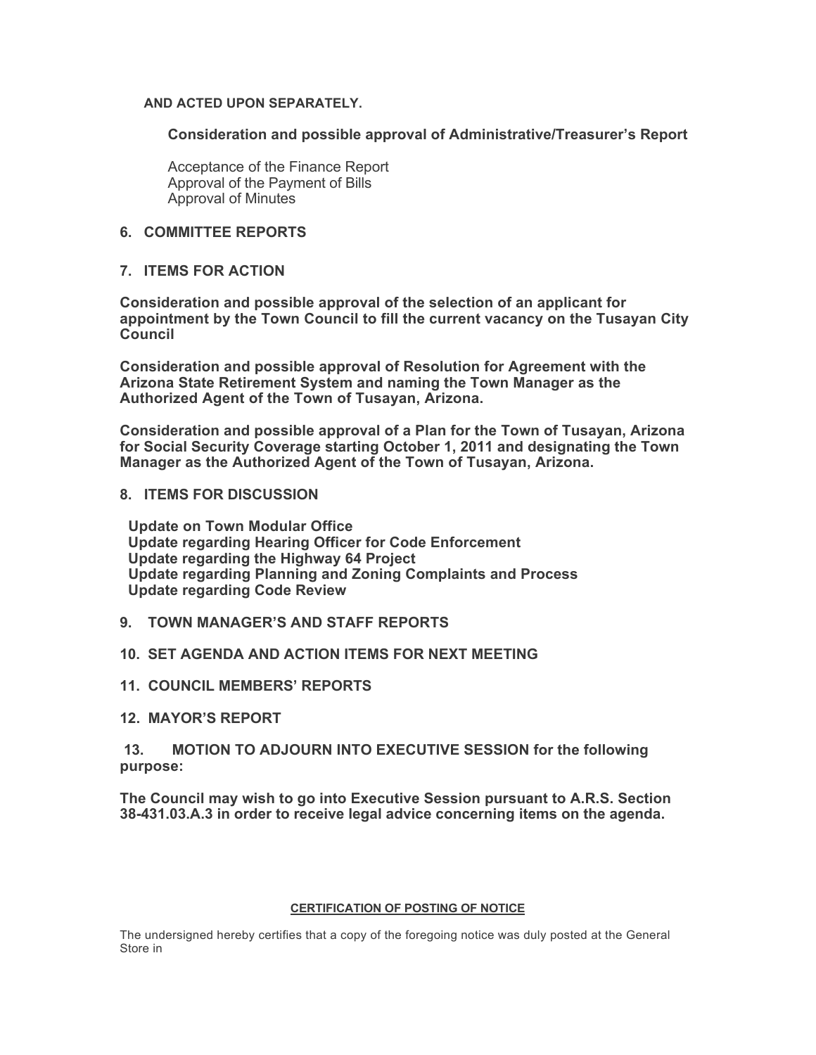**AND ACTED UPON SEPARATELY.**

**Consideration and possible approval of Administrative/Treasurer's Report**

Acceptance of the Finance Report
Approval of the Payment of Bills
Approval of Minutes

**6. COMMITTEE REPORTS**

**7. ITEMS FOR ACTION**

**Consideration and possible approval of the selection of an applicant for appointment by the Town Council to fill the current vacancy on the Tusayan City Council**

**Consideration and possible approval of Resolution for Agreement with the Arizona State Retirement System and naming the Town Manager as the Authorized Agent of the Town of Tusayan, Arizona.**

**Consideration and possible approval of a Plan for the Town of Tusayan, Arizona for Social Security Coverage starting October 1, 2011 and designating the Town Manager as the Authorized Agent of the Town of Tusayan, Arizona.**

**8. ITEMS FOR DISCUSSION**

**Update on Town Modular Office**
**Update regarding Hearing Officer for Code Enforcement**
**Update regarding the Highway 64 Project**
**Update regarding Planning and Zoning Complaints and Process**
**Update regarding Code Review**

**9. TOWN MANAGER'S AND STAFF REPORTS**

**10. SET AGENDA AND ACTION ITEMS FOR NEXT MEETING**

**11. COUNCIL MEMBERS' REPORTS**

**12. MAYOR'S REPORT**

**13. MOTION TO ADJOURN INTO EXECUTIVE SESSION for the following purpose:**

**The Council may wish to go into Executive Session pursuant to A.R.S. Section 38-431.03.A.3 in order to receive legal advice concerning items on the agenda.**

**CERTIFICATION OF POSTING OF NOTICE**

The undersigned hereby certifies that a copy of the foregoing notice was duly posted at the General Store in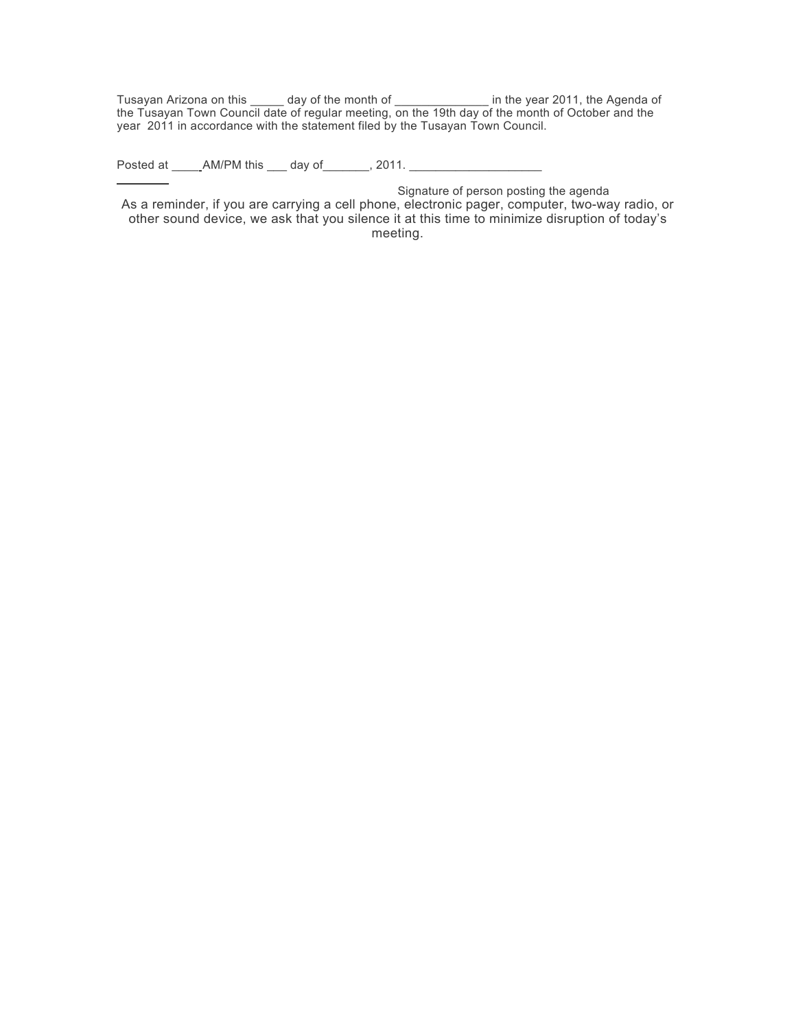Tusayan Arizona on this _____ day of the month of ______________ in the year 2011, the Agenda of the Tusayan Town Council date of regular meeting, on the 19th day of the month of October and the year 2011 in accordance with the statement filed by the Tusayan Town Council.

Posted at _____AM/PM this ___ day of_______, 2011. ____________________

Signature of person posting the agenda

As a reminder, if you are carrying a cell phone, electronic pager, computer, two-way radio, or other sound device, we ask that you silence it at this time to minimize disruption of today's meeting.